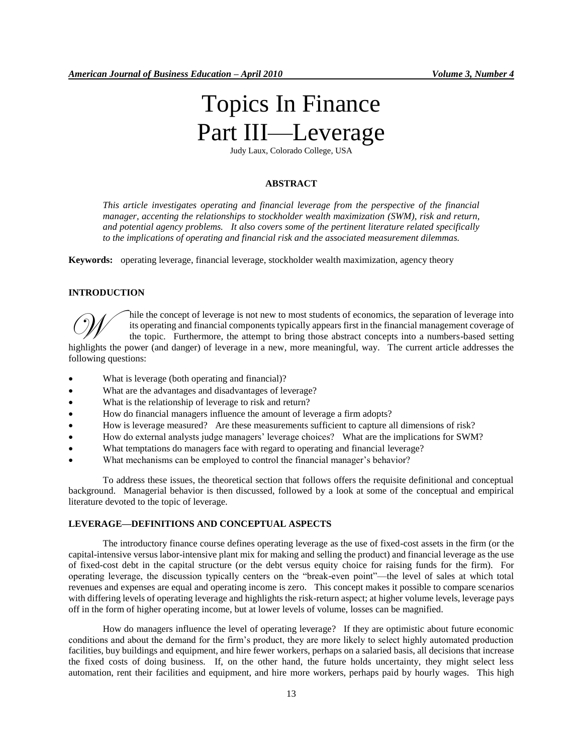# Topics In Finance Part III—Leverage

Judy Laux, Colorado College, USA

## ABSTRACT

*This article investigates operating and financial leverage from the perspective of the financial manager, accenting the relationships to stockholder wealth maximization (SWM), risk and return, and potential agency problems. It also covers some of the pertinent literature related specifically to the implications of operating and financial risk and the associated measurement dilemmas.*

**Keywords:** operating leverage, financial leverage, stockholder wealth maximization, agency theory

## INTRODUCTION

While the concept of leverage is not new to most students of economics, the separation of leverage into its operating and financial components typically appears first in the financial management coverage of the topic. Furthermore, the attempt to bring those abstract concepts into a numbers-based setting highlights the power (and danger) of leverage in a new, more meaningful, way. The current article addresses the following questions:

- What is leverage (both operating and financial)?
- What are the advantages and disadvantages of leverage?
- What is the relationship of leverage to risk and return?
- How do financial managers influence the amount of leverage a firm adopts?
- How is leverage measured? Are these measurements sufficient to capture all dimensions of risk?
- How do external analysts judge managers' leverage choices? What are the implications for SWM?
- What temptations do managers face with regard to operating and financial leverage?
- What mechanisms can be employed to control the financial manager's behavior?

To address these issues, the theoretical section that follows offers the requisite definitional and conceptual background. Managerial behavior is then discussed, followed by a look at some of the conceptual and empirical literature devoted to the topic of leverage.

## LEVERAGE—DEFINITIONS AND CONCEPTUAL ASPECTS

The introductory finance course defines operating leverage as the use of fixed-cost assets in the firm (or the capital-intensive versus labor-intensive plant mix for making and selling the product) and financial leverage as the use of fixed-cost debt in the capital structure (or the debt versus equity choice for raising funds for the firm). For operating leverage, the discussion typically centers on the "break-even point"—the level of sales at which total revenues and expenses are equal and operating income is zero. This concept makes it possible to compare scenarios with differing levels of operating leverage and highlights the risk-return aspect; at higher volume levels, leverage pays off in the form of higher operating income, but at lower levels of volume, losses can be magnified.

How do managers influence the level of operating leverage? If they are optimistic about future economic conditions and about the demand for the firm's product, they are more likely to select highly automated production facilities, buy buildings and equipment, and hire fewer workers, perhaps on a salaried basis, all decisions that increase the fixed costs of doing business. If, on the other hand, the future holds uncertainty, they might select less automation, rent their facilities and equipment, and hire more workers, perhaps paid by hourly wages. This high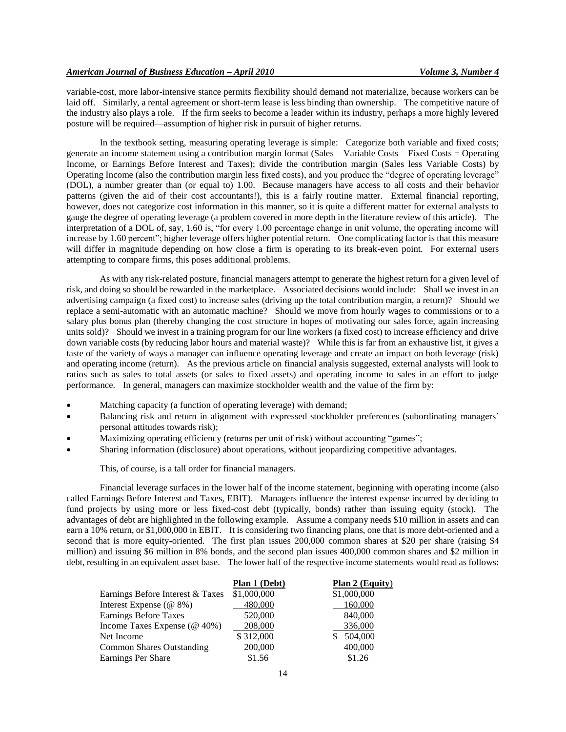variable-cost, more labor-intensive stance permits flexibility should demand not materialize, because workers can be laid off. Similarly, a rental agreement or short-term lease is less binding than ownership. The competitive nature of the industry also plays a role. If the firm seeks to become a leader within its industry, perhaps a more highly levered posture will be required—assumption of higher risk in pursuit of higher returns.

In the textbook setting, measuring operating leverage is simple: Categorize both variable and fixed costs; generate an income statement using a contribution margin format (Sales – Variable Costs – Fixed Costs = Operating Income, or Earnings Before Interest and Taxes); divide the contribution margin (Sales less Variable Costs) by Operating Income (also the contribution margin less fixed costs), and you produce the "degree of operating leverage" (DOL), a number greater than (or equal to) 1.00. Because managers have access to all costs and their behavior patterns (given the aid of their cost accountants!), this is a fairly routine matter. External financial reporting, however, does not categorize cost information in this manner, so it is quite a different matter for external analysts to gauge the degree of operating leverage (a problem covered in more depth in the literature review of this article). The interpretation of a DOL of, say, 1.60 is, "for every 1.00 percentage change in unit volume, the operating income will increase by 1.60 percent"; higher leverage offers higher potential return. One complicating factor is that this measure will differ in magnitude depending on how close a firm is operating to its break-even point. For external users attempting to compare firms, this poses additional problems.

As with any risk-related posture, financial managers attempt to generate the highest return for a given level of risk, and doing so should be rewarded in the marketplace. Associated decisions would include: Shall we invest in an advertising campaign (a fixed cost) to increase sales (driving up the total contribution margin, a return)? Should we replace a semi-automatic with an automatic machine? Should we move from hourly wages to commissions or to a salary plus bonus plan (thereby changing the cost structure in hopes of motivating our sales force, again increasing units sold)? Should we invest in a training program for our line workers (a fixed cost) to increase efficiency and drive down variable costs (by reducing labor hours and material waste)? While this is far from an exhaustive list, it gives a taste of the variety of ways a manager can influence operating leverage and create an impact on both leverage (risk) and operating income (return). As the previous article on financial analysis suggested, external analysts will look to ratios such as sales to total assets (or sales to fixed assets) and operating income to sales in an effort to judge performance. In general, managers can maximize stockholder wealth and the value of the firm by:

- Matching capacity (a function of operating leverage) with demand;
- Balancing risk and return in alignment with expressed stockholder preferences (subordinating managers' personal attitudes towards risk);
- Maximizing operating efficiency (returns per unit of risk) without accounting "games";
- Sharing information (disclosure) about operations, without jeopardizing competitive advantages.

This, of course, is a tall order for financial managers.

Financial leverage surfaces in the lower half of the income statement, beginning with operating income (also called Earnings Before Interest and Taxes, EBIT). Managers influence the interest expense incurred by deciding to fund projects by using more or less fixed-cost debt (typically, bonds) rather than issuing equity (stock). The advantages of debt are highlighted in the following example. Assume a company needs $10 million in assets and can earn a 10% return, or $1,000,000 in EBIT. It is considering two financing plans, one that is more debt-oriented and a second that is more equity-oriented. The first plan issues 200,000 common shares at $20 per share (raising $4 million) and issuing $6 million in 8% bonds, and the second plan issues 400,000 common shares and $2 million in debt, resulting in an equivalent asset base. The lower half of the respective income statements would read as follows:

| | Plan 1 (Debt) | Plan 2 (Equity) |
|---|---|---|
| Earnings Before Interest & Taxes | $1,000,000 | $1,000,000 |
| Interest Expense (@ 8%) | 480,000 | 160,000 |
| Earnings Before Taxes | 520,000 | 840,000 |
| Income Taxes Expense (@ 40%) | 208,000 | 336,000 |
| Net Income | $ 312,000 | $ 504,000 |
| Common Shares Outstanding | 200,000 | 400,000 |
| Earnings Per Share | $1.56 | $1.26 |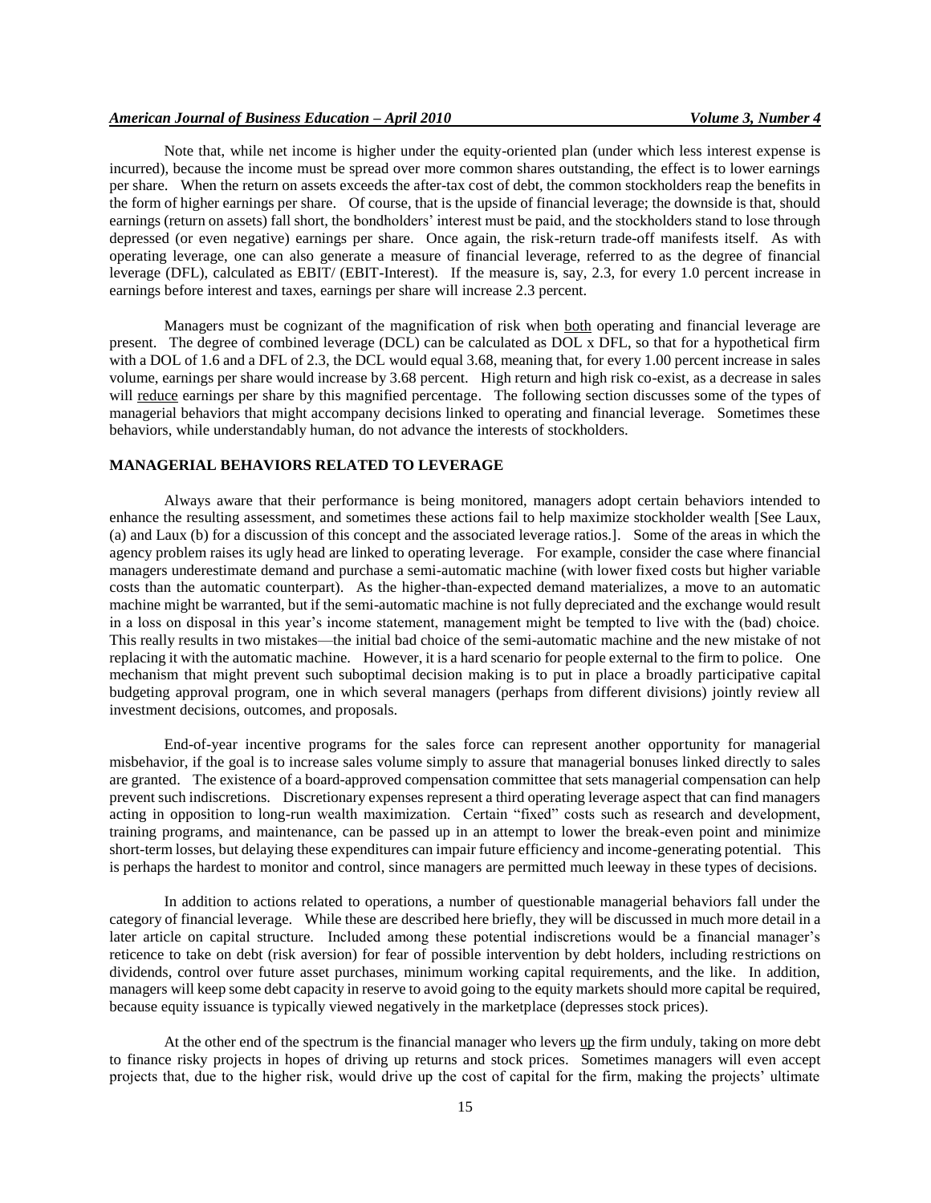Note that, while net income is higher under the equity-oriented plan (under which less interest expense is incurred), because the income must be spread over more common shares outstanding, the effect is to lower earnings per share. When the return on assets exceeds the after-tax cost of debt, the common stockholders reap the benefits in the form of higher earnings per share. Of course, that is the upside of financial leverage; the downside is that, should earnings (return on assets) fall short, the bondholders' interest must be paid, and the stockholders stand to lose through depressed (or even negative) earnings per share. Once again, the risk-return trade-off manifests itself. As with operating leverage, one can also generate a measure of financial leverage, referred to as the degree of financial leverage (DFL), calculated as EBIT/ (EBIT-Interest). If the measure is, say, 2.3, for every 1.0 percent increase in earnings before interest and taxes, earnings per share will increase 2.3 percent.

Managers must be cognizant of the magnification of risk when both operating and financial leverage are present. The degree of combined leverage (DCL) can be calculated as DOL x DFL, so that for a hypothetical firm with a DOL of 1.6 and a DFL of 2.3, the DCL would equal 3.68, meaning that, for every 1.00 percent increase in sales volume, earnings per share would increase by 3.68 percent. High return and high risk co-exist, as a decrease in sales will reduce earnings per share by this magnified percentage. The following section discusses some of the types of managerial behaviors that might accompany decisions linked to operating and financial leverage. Sometimes these behaviors, while understandably human, do not advance the interests of stockholders.

## MANAGERIAL BEHAVIORS RELATED TO LEVERAGE

Always aware that their performance is being monitored, managers adopt certain behaviors intended to enhance the resulting assessment, and sometimes these actions fail to help maximize stockholder wealth [See Laux, (a) and Laux (b) for a discussion of this concept and the associated leverage ratios.]. Some of the areas in which the agency problem raises its ugly head are linked to operating leverage. For example, consider the case where financial managers underestimate demand and purchase a semi-automatic machine (with lower fixed costs but higher variable costs than the automatic counterpart). As the higher-than-expected demand materializes, a move to an automatic machine might be warranted, but if the semi-automatic machine is not fully depreciated and the exchange would result in a loss on disposal in this year's income statement, management might be tempted to live with the (bad) choice. This really results in two mistakes—the initial bad choice of the semi-automatic machine and the new mistake of not replacing it with the automatic machine. However, it is a hard scenario for people external to the firm to police. One mechanism that might prevent such suboptimal decision making is to put in place a broadly participative capital budgeting approval program, one in which several managers (perhaps from different divisions) jointly review all investment decisions, outcomes, and proposals.

End-of-year incentive programs for the sales force can represent another opportunity for managerial misbehavior, if the goal is to increase sales volume simply to assure that managerial bonuses linked directly to sales are granted. The existence of a board-approved compensation committee that sets managerial compensation can help prevent such indiscretions. Discretionary expenses represent a third operating leverage aspect that can find managers acting in opposition to long-run wealth maximization. Certain "fixed" costs such as research and development, training programs, and maintenance, can be passed up in an attempt to lower the break-even point and minimize short-term losses, but delaying these expenditures can impair future efficiency and income-generating potential. This is perhaps the hardest to monitor and control, since managers are permitted much leeway in these types of decisions.

In addition to actions related to operations, a number of questionable managerial behaviors fall under the category of financial leverage. While these are described here briefly, they will be discussed in much more detail in a later article on capital structure. Included among these potential indiscretions would be a financial manager's reticence to take on debt (risk aversion) for fear of possible intervention by debt holders, including restrictions on dividends, control over future asset purchases, minimum working capital requirements, and the like. In addition, managers will keep some debt capacity in reserve to avoid going to the equity markets should more capital be required, because equity issuance is typically viewed negatively in the marketplace (depresses stock prices).

At the other end of the spectrum is the financial manager who levers up the firm unduly, taking on more debt to finance risky projects in hopes of driving up returns and stock prices. Sometimes managers will even accept projects that, due to the higher risk, would drive up the cost of capital for the firm, making the projects' ultimate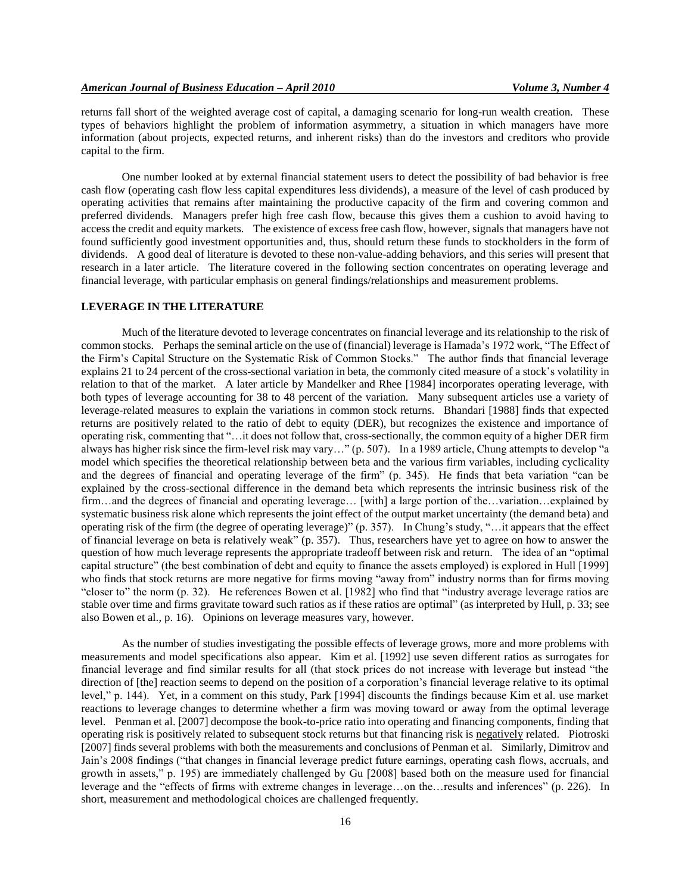returns fall short of the weighted average cost of capital, a damaging scenario for long-run wealth creation. These types of behaviors highlight the problem of information asymmetry, a situation in which managers have more information (about projects, expected returns, and inherent risks) than do the investors and creditors who provide capital to the firm.

One number looked at by external financial statement users to detect the possibility of bad behavior is free cash flow (operating cash flow less capital expenditures less dividends), a measure of the level of cash produced by operating activities that remains after maintaining the productive capacity of the firm and covering common and preferred dividends. Managers prefer high free cash flow, because this gives them a cushion to avoid having to access the credit and equity markets. The existence of excess free cash flow, however, signals that managers have not found sufficiently good investment opportunities and, thus, should return these funds to stockholders in the form of dividends. A good deal of literature is devoted to these non-value-adding behaviors, and this series will present that research in a later article. The literature covered in the following section concentrates on operating leverage and financial leverage, with particular emphasis on general findings/relationships and measurement problems.

## LEVERAGE IN THE LITERATURE

Much of the literature devoted to leverage concentrates on financial leverage and its relationship to the risk of common stocks. Perhaps the seminal article on the use of (financial) leverage is Hamada's 1972 work, "The Effect of the Firm's Capital Structure on the Systematic Risk of Common Stocks." The author finds that financial leverage explains 21 to 24 percent of the cross-sectional variation in beta, the commonly cited measure of a stock's volatility in relation to that of the market. A later article by Mandelker and Rhee [1984] incorporates operating leverage, with both types of leverage accounting for 38 to 48 percent of the variation. Many subsequent articles use a variety of leverage-related measures to explain the variations in common stock returns. Bhandari [1988] finds that expected returns are positively related to the ratio of debt to equity (DER), but recognizes the existence and importance of operating risk, commenting that "…it does not follow that, cross-sectionally, the common equity of a higher DER firm always has higher risk since the firm-level risk may vary…" (p. 507). In a 1989 article, Chung attempts to develop "a model which specifies the theoretical relationship between beta and the various firm variables, including cyclicality and the degrees of financial and operating leverage of the firm" (p. 345). He finds that beta variation "can be explained by the cross-sectional difference in the demand beta which represents the intrinsic business risk of the firm…and the degrees of financial and operating leverage… [with] a large portion of the…variation…explained by systematic business risk alone which represents the joint effect of the output market uncertainty (the demand beta) and operating risk of the firm (the degree of operating leverage)" (p. 357). In Chung's study, "…it appears that the effect of financial leverage on beta is relatively weak" (p. 357). Thus, researchers have yet to agree on how to answer the question of how much leverage represents the appropriate tradeoff between risk and return. The idea of an "optimal capital structure" (the best combination of debt and equity to finance the assets employed) is explored in Hull [1999] who finds that stock returns are more negative for firms moving "away from" industry norms than for firms moving "closer to" the norm (p. 32). He references Bowen et al. [1982] who find that "industry average leverage ratios are stable over time and firms gravitate toward such ratios as if these ratios are optimal" (as interpreted by Hull, p. 33; see also Bowen et al., p. 16). Opinions on leverage measures vary, however.

As the number of studies investigating the possible effects of leverage grows, more and more problems with measurements and model specifications also appear. Kim et al. [1992] use seven different ratios as surrogates for financial leverage and find similar results for all (that stock prices do not increase with leverage but instead "the direction of [the] reaction seems to depend on the position of a corporation's financial leverage relative to its optimal level," p. 144). Yet, in a comment on this study, Park [1994] discounts the findings because Kim et al. use market reactions to leverage changes to determine whether a firm was moving toward or away from the optimal leverage level. Penman et al. [2007] decompose the book-to-price ratio into operating and financing components, finding that operating risk is positively related to subsequent stock returns but that financing risk is <u>negatively</u> related. Piotroski [2007] finds several problems with both the measurements and conclusions of Penman et al. Similarly, Dimitrov and Jain's 2008 findings ("that changes in financial leverage predict future earnings, operating cash flows, accruals, and growth in assets," p. 195) are immediately challenged by Gu [2008] based both on the measure used for financial leverage and the "effects of firms with extreme changes in leverage…on the…results and inferences" (p. 226). In short, measurement and methodological choices are challenged frequently.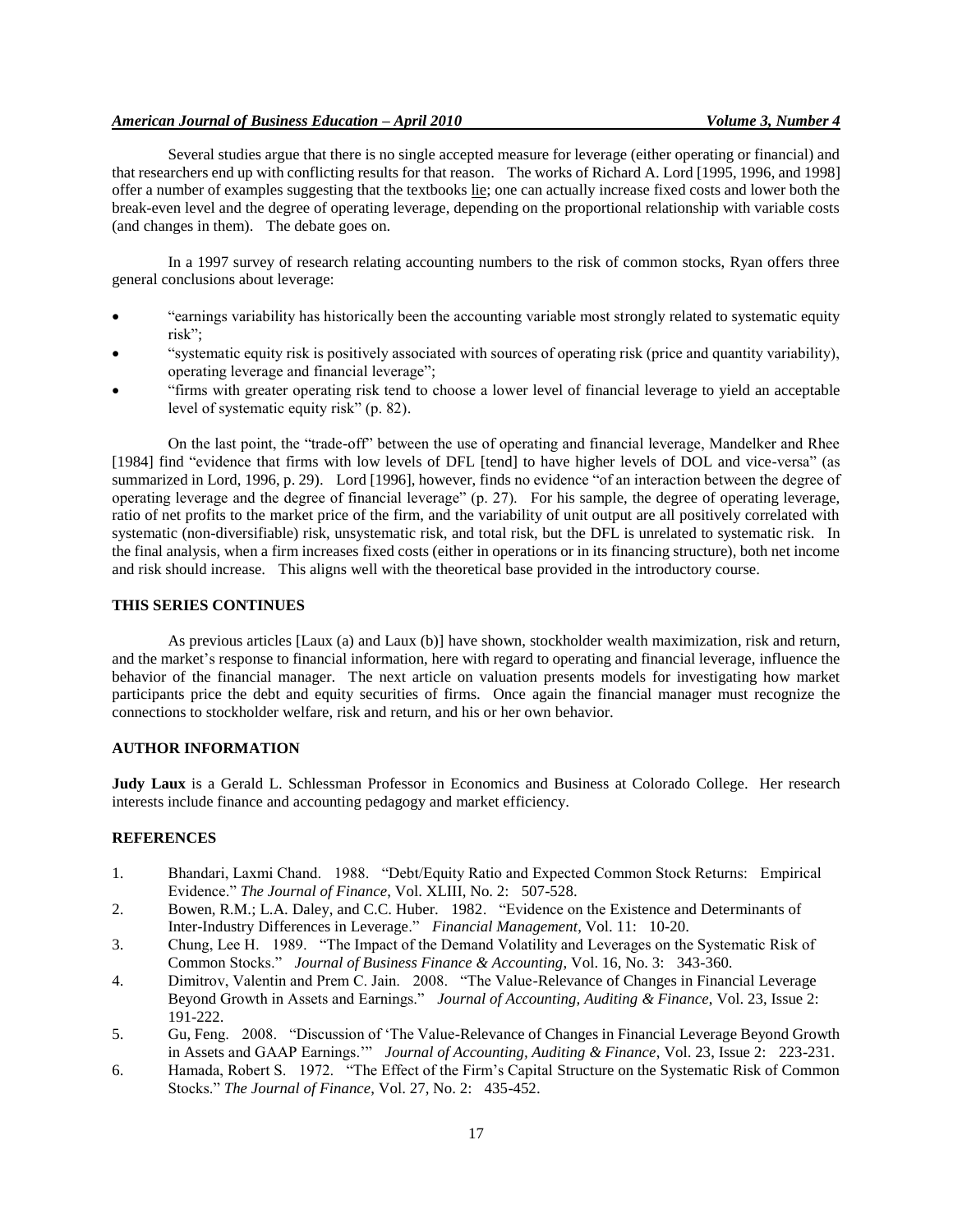Several studies argue that there is no single accepted measure for leverage (either operating or financial) and that researchers end up with conflicting results for that reason. The works of Richard A. Lord [1995, 1996, and 1998] offer a number of examples suggesting that the textbooks lie; one can actually increase fixed costs and lower both the break-even level and the degree of operating leverage, depending on the proportional relationship with variable costs (and changes in them). The debate goes on.

In a 1997 survey of research relating accounting numbers to the risk of common stocks, Ryan offers three general conclusions about leverage:

- "earnings variability has historically been the accounting variable most strongly related to systematic equity risk";
- "systematic equity risk is positively associated with sources of operating risk (price and quantity variability), operating leverage and financial leverage";
- "firms with greater operating risk tend to choose a lower level of financial leverage to yield an acceptable level of systematic equity risk" (p. 82).

On the last point, the "trade-off" between the use of operating and financial leverage, Mandelker and Rhee [1984] find "evidence that firms with low levels of DFL [tend] to have higher levels of DOL and vice-versa" (as summarized in Lord, 1996, p. 29). Lord [1996], however, finds no evidence "of an interaction between the degree of operating leverage and the degree of financial leverage" (p. 27). For his sample, the degree of operating leverage, ratio of net profits to the market price of the firm, and the variability of unit output are all positively correlated with systematic (non-diversifiable) risk, unsystematic risk, and total risk, but the DFL is unrelated to systematic risk. In the final analysis, when a firm increases fixed costs (either in operations or in its financing structure), both net income and risk should increase. This aligns well with the theoretical base provided in the introductory course.

## THIS SERIES CONTINUES

As previous articles [Laux (a) and Laux (b)] have shown, stockholder wealth maximization, risk and return, and the market's response to financial information, here with regard to operating and financial leverage, influence the behavior of the financial manager. The next article on valuation presents models for investigating how market participants price the debt and equity securities of firms. Once again the financial manager must recognize the connections to stockholder welfare, risk and return, and his or her own behavior.

## AUTHOR INFORMATION

**Judy Laux** is a Gerald L. Schlessman Professor in Economics and Business at Colorado College. Her research interests include finance and accounting pedagogy and market efficiency.

## REFERENCES

1. Bhandari, Laxmi Chand. 1988. "Debt/Equity Ratio and Expected Common Stock Returns: Empirical Evidence." *The Journal of Finance*, Vol. XLIII, No. 2: 507-528.
2. Bowen, R.M.; L.A. Daley, and C.C. Huber. 1982. "Evidence on the Existence and Determinants of Inter-Industry Differences in Leverage." *Financial Management*, Vol. 11: 10-20.
3. Chung, Lee H. 1989. "The Impact of the Demand Volatility and Leverages on the Systematic Risk of Common Stocks." *Journal of Business Finance & Accounting*, Vol. 16, No. 3: 343-360.
4. Dimitrov, Valentin and Prem C. Jain. 2008. "The Value-Relevance of Changes in Financial Leverage Beyond Growth in Assets and Earnings." *Journal of Accounting, Auditing & Finance*, Vol. 23, Issue 2: 191-222.
5. Gu, Feng. 2008. "Discussion of 'The Value-Relevance of Changes in Financial Leverage Beyond Growth in Assets and GAAP Earnings.'" *Journal of Accounting, Auditing & Finance*, Vol. 23, Issue 2: 223-231.
6. Hamada, Robert S. 1972. "The Effect of the Firm's Capital Structure on the Systematic Risk of Common Stocks." *The Journal of Finance*, Vol. 27, No. 2: 435-452.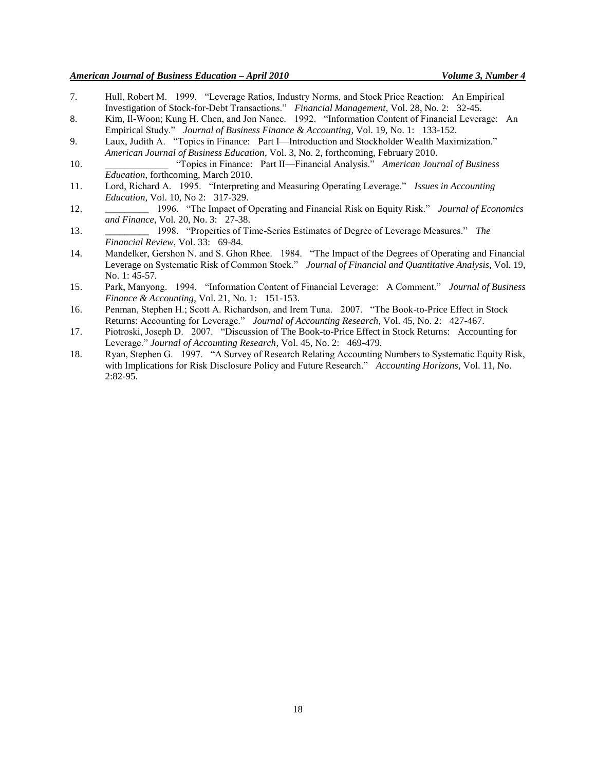7. Hull, Robert M. 1999. "Leverage Ratios, Industry Norms, and Stock Price Reaction: An Empirical Investigation of Stock-for-Debt Transactions." *Financial Management*, Vol. 28, No. 2: 32-45.
8. Kim, Il-Woon; Kung H. Chen, and Jon Nance. 1992. "Information Content of Financial Leverage: An Empirical Study." *Journal of Business Finance & Accounting*, Vol. 19, No. 1: 133-152.
9. Laux, Judith A. "Topics in Finance: Part I—Introduction and Stockholder Wealth Maximization." *American Journal of Business Education*, Vol. 3, No. 2, forthcoming, February 2010.
10. _____________ "Topics in Finance: Part II—Financial Analysis." *American Journal of Business Education*, forthcoming, March 2010.
11. Lord, Richard A. 1995. "Interpreting and Measuring Operating Leverage." *Issues in Accounting Education*, Vol. 10, No 2: 317-329.
12. _________ 1996. "The Impact of Operating and Financial Risk on Equity Risk." *Journal of Economics and Finance*, Vol. 20, No. 3: 27-38.
13. _________ 1998. "Properties of Time-Series Estimates of Degree of Leverage Measures." *The Financial Review*, Vol. 33: 69-84.
14. Mandelker, Gershon N. and S. Ghon Rhee. 1984. "The Impact of the Degrees of Operating and Financial Leverage on Systematic Risk of Common Stock." *Journal of Financial and Quantitative Analysis*, Vol. 19, No. 1: 45-57.
15. Park, Manyong. 1994. "Information Content of Financial Leverage: A Comment." *Journal of Business Finance & Accounting*, Vol. 21, No. 1: 151-153.
16. Penman, Stephen H.; Scott A. Richardson, and Irem Tuna. 2007. "The Book-to-Price Effect in Stock Returns: Accounting for Leverage." *Journal of Accounting Research*, Vol. 45, No. 2: 427-467.
17. Piotroski, Joseph D. 2007. "Discussion of The Book-to-Price Effect in Stock Returns: Accounting for Leverage." *Journal of Accounting Research*, Vol. 45, No. 2: 469-479.
18. Ryan, Stephen G. 1997. "A Survey of Research Relating Accounting Numbers to Systematic Equity Risk, with Implications for Risk Disclosure Policy and Future Research." *Accounting Horizons*, Vol. 11, No. 2:82-95.